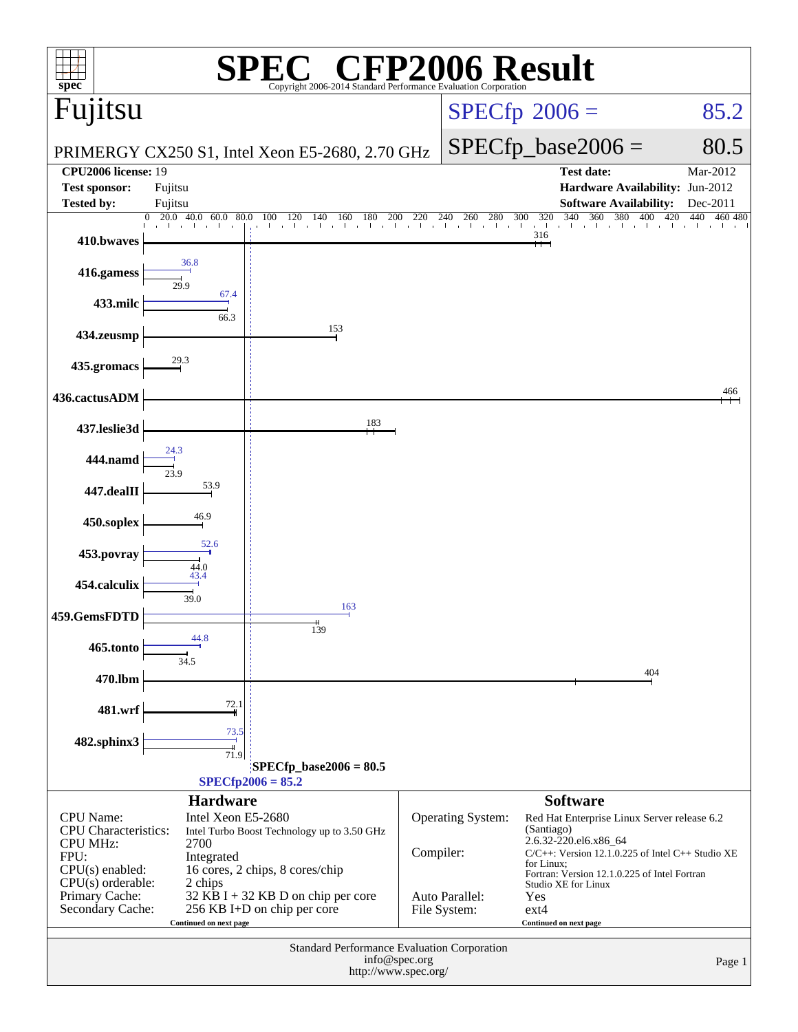# SPEC CFP2006 Result

Copyright 2006-2014 Standard Performance Evaluation Corporation

## Fujitsu

PRIMERGY CX250 S1, Intel Xeon E5-2680, 2.70 GHz

SPECfp 2006 = 85.2

SPECfp_base2006 = 80.5

| | | | |
|---|---|---|---|
| **CPU2006 license:** | 19 | **Test date:** | Mar-2012 |
| **Test sponsor:** | Fujitsu | **Hardware Availability:** | Jun-2012 |
| **Tested by:** | Fujitsu | **Software Availability:** | Dec-2011 |

| Benchmark | Peak | Base |
|---|---|---|
| 410.bwaves | | 316 |
| 416.gamess | 36.8 | 29.9 |
| 433.milc | 67.4 | 66.3 |
| 434.zeusmp | | 153 |
| 435.gromacs | | 29.3 |
| 436.cactusADM | | 466 |
| 437.leslie3d | | 183 |
| 444.namd | 24.3 | 23.9 |
| 447.dealII | | 53.9 |
| 450.soplex | | 46.9 |
| 453.povray | 52.6 | 44.0 |
| 454.calculix | 43.4 | 39.0 |
| 459.GemsFDTD | 163 | 139 |
| 465.tonto | 44.8 | 34.5 |
| 470.lbm | | 404 |
| 481.wrf | | 72.1 |
| 482.sphinx3 | 73.5 | 71.9 |

SPECfp_base2006 = 80.5

SPECfp2006 = 85.2

### Hardware

| | |
|---|---|
| CPU Name: | Intel Xeon E5-2680 |
| CPU Characteristics: | Intel Turbo Boost Technology up to 3.50 GHz |
| CPU MHz: | 2700 |
| FPU: | Integrated |
| CPU(s) enabled: | 16 cores, 2 chips, 8 cores/chip |
| CPU(s) orderable: | 2 chips |
| Primary Cache: | 32 KB I + 32 KB D on chip per core |
| Secondary Cache: | 256 KB I+D on chip per core |

Continued on next page

### Software

| | |
|---|---|
| Operating System: | Red Hat Enterprise Linux Server release 6.2 (Santiago) 2.6.32-220.el6.x86_64 |
| Compiler: | C/C++: Version 12.1.0.225 of Intel C++ Studio XE for Linux; Fortran: Version 12.1.0.225 of Intel Fortran Studio XE for Linux |
| Auto Parallel: | Yes |
| File System: | ext4 |

Continued on next page

Standard Performance Evaluation Corporation
info@spec.org
http://www.spec.org/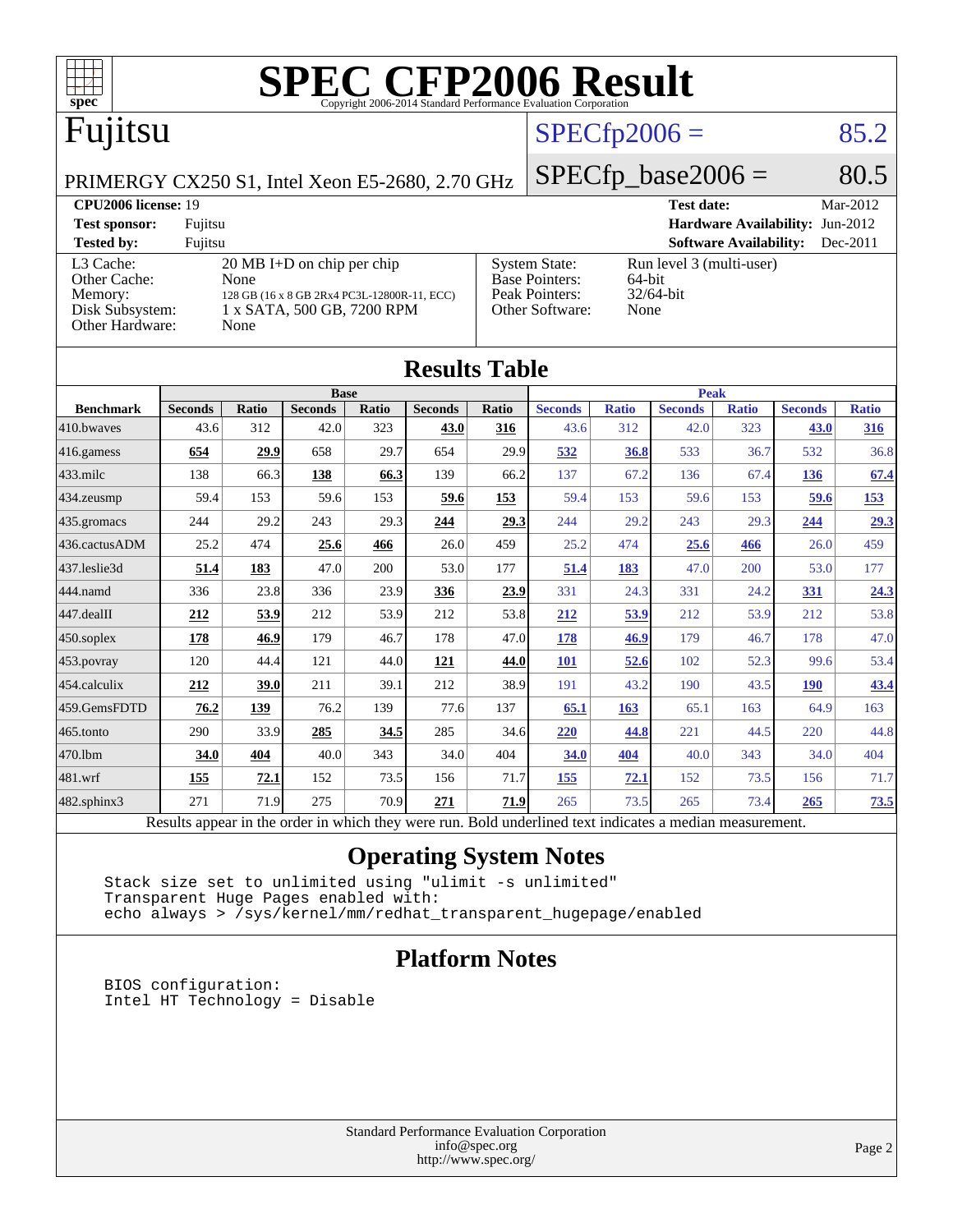# SPEC CFP2006 Result

Copyright 2006-2014 Standard Performance Evaluation Corporation

## Fujitsu

PRIMERGY CX250 S1, Intel Xeon E5-2680, 2.70 GHz

SPECfp2006 = 85.2

SPECfp_base2006 = 80.5

| | | | |
|---|---|---|---|
| **CPU2006 license:** 19 | | **Test date:** | Mar-2012 |
| **Test sponsor:** | Fujitsu | **Hardware Availability:** | Jun-2012 |
| **Tested by:** | Fujitsu | **Software Availability:** | Dec-2011 |

| | | | |
|---|---|---|---|
| L3 Cache: | 20 MB I+D on chip per chip | System State: | Run level 3 (multi-user) |
| Other Cache: | None | Base Pointers: | 64-bit |
| Memory: | 128 GB (16 x 8 GB 2Rx4 PC3L-12800R-11, ECC) | Peak Pointers: | 32/64-bit |
| Disk Subsystem: | 1 x SATA, 500 GB, 7200 RPM | Other Software: | None |
| Other Hardware: | None | | |

## Results Table

| Benchmark | Base | | | | | | Peak | | | | | |
|---|---|---|---|---|---|---|---|---|---|---|---|---|
| | Seconds | Ratio | Seconds | Ratio | Seconds | Ratio | Seconds | Ratio | Seconds | Ratio | Seconds | Ratio |
| 410.bwaves | 43.6 | 312 | 42.0 | 323 | **43.0** | **316** | 43.6 | 312 | 42.0 | 323 | **43.0** | **316** |
| 416.gamess | **654** | **29.9** | 658 | 29.7 | 654 | 29.9 | **532** | **36.8** | 533 | 36.7 | 532 | 36.8 |
| 433.milc | 138 | 66.3 | **138** | **66.3** | 139 | 66.2 | 137 | 67.2 | 136 | 67.4 | **136** | **67.4** |
| 434.zeusmp | 59.4 | 153 | 59.6 | 153 | **59.6** | **153** | 59.4 | 153 | 59.6 | 153 | **59.6** | **153** |
| 435.gromacs | 244 | 29.2 | 243 | 29.3 | **244** | **29.3** | 244 | 29.2 | 243 | 29.3 | **244** | **29.3** |
| 436.cactusADM | 25.2 | 474 | **25.6** | **466** | 26.0 | 459 | 25.2 | 474 | **25.6** | **466** | 26.0 | 459 |
| 437.leslie3d | **51.4** | **183** | 47.0 | 200 | 53.0 | 177 | **51.4** | **183** | 47.0 | 200 | 53.0 | 177 |
| 444.namd | 336 | 23.8 | 336 | 23.9 | **336** | **23.9** | 331 | 24.3 | 331 | 24.2 | **331** | **24.3** |
| 447.dealII | **212** | **53.9** | 212 | 53.9 | 212 | 53.8 | **212** | **53.9** | 212 | 53.9 | 212 | 53.8 |
| 450.soplex | **178** | **46.9** | 179 | 46.7 | 178 | 47.0 | **178** | **46.9** | 179 | 46.7 | 178 | 47.0 |
| 453.povray | 120 | 44.4 | 121 | 44.0 | **121** | **44.0** | **101** | **52.6** | 102 | 52.3 | 99.6 | 53.4 |
| 454.calculix | **212** | **39.0** | 211 | 39.1 | 212 | 38.9 | 191 | 43.2 | 190 | 43.5 | **190** | **43.4** |
| 459.GemsFDTD | **76.2** | **139** | 76.2 | 139 | 77.6 | 137 | **65.1** | **163** | 65.1 | 163 | 64.9 | 163 |
| 465.tonto | 290 | 33.9 | **285** | **34.5** | 285 | 34.6 | **220** | **44.8** | 221 | 44.5 | 220 | 44.8 |
| 470.lbm | **34.0** | **404** | 40.0 | 343 | 34.0 | 404 | **34.0** | **404** | 40.0 | 343 | 34.0 | 404 |
| 481.wrf | **155** | **72.1** | 152 | 73.5 | 156 | 71.7 | **155** | **72.1** | 152 | 73.5 | 156 | 71.7 |
| 482.sphinx3 | 271 | 71.9 | 275 | 70.9 | **271** | **71.9** | 265 | 73.5 | 265 | 73.4 | **265** | **73.5** |

Results appear in the order in which they were run. Bold underlined text indicates a median measurement.

## Operating System Notes

```
Stack size set to unlimited using "ulimit -s unlimited"
Transparent Huge Pages enabled with:
echo always > /sys/kernel/mm/redhat_transparent_hugepage/enabled
```

## Platform Notes

```
BIOS configuration:
Intel HT Technology = Disable
```

Standard Performance Evaluation Corporation
info@spec.org
http://www.spec.org/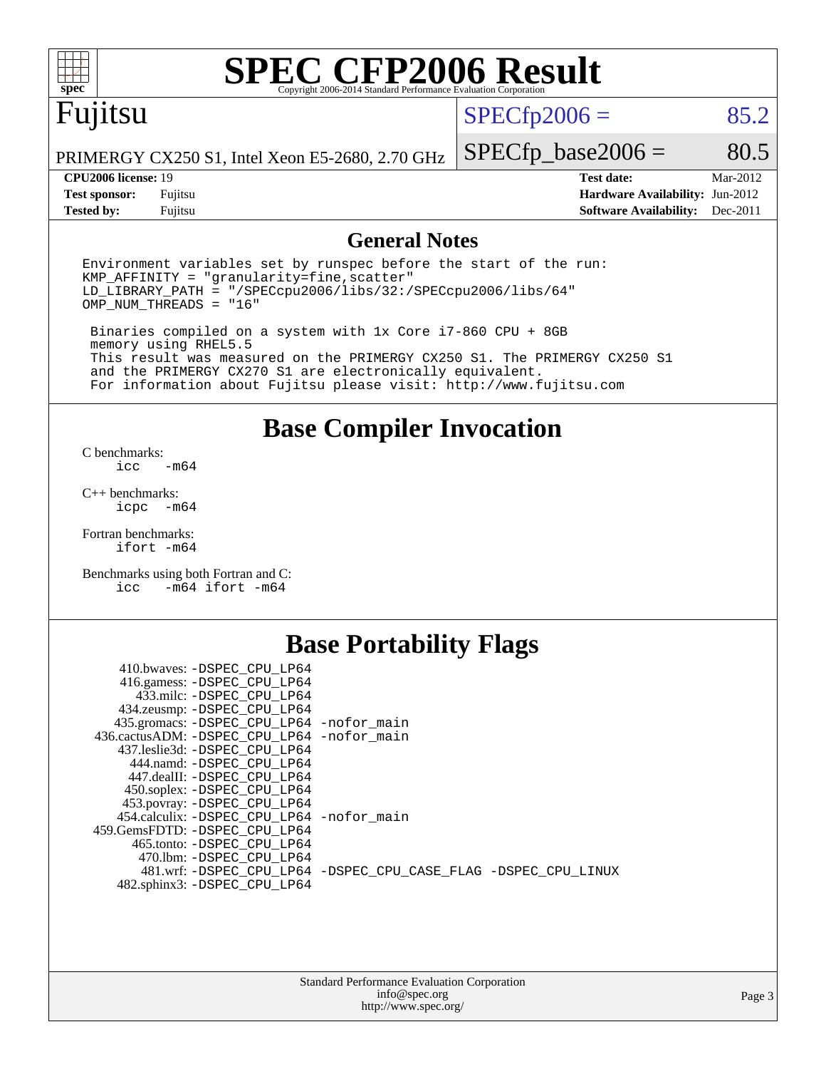# SPEC CFP2006 Result

Copyright 2006-2014 Standard Performance Evaluation Corporation

## Fujitsu

PRIMERGY CX250 S1, Intel Xeon E5-2680, 2.70 GHz

SPECfp2006 = 85.2

SPECfp_base2006 = 80.5

| | | | |
|---|---|---|---|
| **CPU2006 license:** 19 | | **Test date:** | Mar-2012 |
| **Test sponsor:** | Fujitsu | **Hardware Availability:** | Jun-2012 |
| **Tested by:** | Fujitsu | **Software Availability:** | Dec-2011 |

## General Notes

```
Environment variables set by runspec before the start of the run:
KMP_AFFINITY = "granularity=fine,scatter"
LD_LIBRARY_PATH = "/SPECcpu2006/libs/32:/SPECcpu2006/libs/64"
OMP_NUM_THREADS = "16"

 Binaries compiled on a system with 1x Core i7-860 CPU + 8GB
 memory using RHEL5.5
 This result was measured on the PRIMERGY CX250 S1. The PRIMERGY CX250 S1
 and the PRIMERGY CX270 S1 are electronically equivalent.
 For information about Fujitsu please visit: http://www.fujitsu.com
```

## Base Compiler Invocation

C benchmarks:
```
icc   -m64
```

C++ benchmarks:
```
icpc  -m64
```

Fortran benchmarks:
```
ifort -m64
```

Benchmarks using both Fortran and C:
```
icc   -m64 ifort -m64
```

## Base Portability Flags

```
   410.bwaves: -DSPEC_CPU_LP64
   416.gamess: -DSPEC_CPU_LP64
     433.milc: -DSPEC_CPU_LP64
   434.zeusmp: -DSPEC_CPU_LP64
  435.gromacs: -DSPEC_CPU_LP64 -nofor_main
 436.cactusADM: -DSPEC_CPU_LP64 -nofor_main
  437.leslie3d: -DSPEC_CPU_LP64
     444.namd: -DSPEC_CPU_LP64
   447.dealII: -DSPEC_CPU_LP64
   450.soplex: -DSPEC_CPU_LP64
   453.povray: -DSPEC_CPU_LP64
  454.calculix: -DSPEC_CPU_LP64 -nofor_main
 459.GemsFDTD: -DSPEC_CPU_LP64
    465.tonto: -DSPEC_CPU_LP64
      470.lbm: -DSPEC_CPU_LP64
      481.wrf: -DSPEC_CPU_LP64 -DSPEC_CPU_CASE_FLAG -DSPEC_CPU_LINUX
  482.sphinx3: -DSPEC_CPU_LP64
```

Standard Performance Evaluation Corporation
info@spec.org
http://www.spec.org/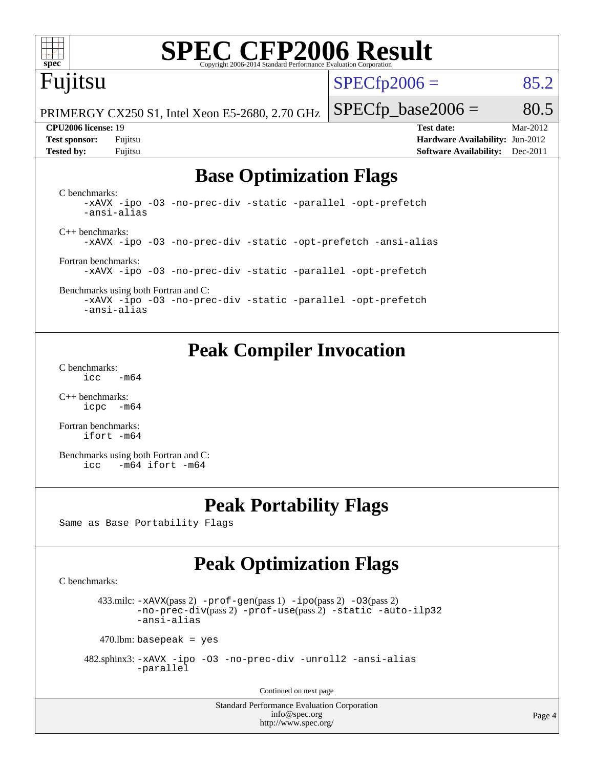# SPEC CFP2006 Result

Copyright 2006-2014 Standard Performance Evaluation Corporation

**Fujitsu**

PRIMERGY CX250 S1, Intel Xeon E5-2680, 2.70 GHz

SPECfp2006 = 85.2

SPECfp_base2006 = 80.5

| | | | |
|---|---|---|---|
| **CPU2006 license:** 19 | | **Test date:** | Mar-2012 |
| **Test sponsor:** | Fujitsu | **Hardware Availability:** | Jun-2012 |
| **Tested by:** | Fujitsu | **Software Availability:** | Dec-2011 |

## Base Optimization Flags

C benchmarks:
```
-xAVX -ipo -O3 -no-prec-div -static -parallel -opt-prefetch
-ansi-alias
```

C++ benchmarks:
```
-xAVX -ipo -O3 -no-prec-div -static -opt-prefetch -ansi-alias
```

Fortran benchmarks:
```
-xAVX -ipo -O3 -no-prec-div -static -parallel -opt-prefetch
```

Benchmarks using both Fortran and C:
```
-xAVX -ipo -O3 -no-prec-div -static -parallel -opt-prefetch
-ansi-alias
```

## Peak Compiler Invocation

C benchmarks:
```
icc   -m64
```

C++ benchmarks:
```
icpc  -m64
```

Fortran benchmarks:
```
ifort -m64
```

Benchmarks using both Fortran and C:
```
icc   -m64 ifort -m64
```

## Peak Portability Flags

Same as Base Portability Flags

## Peak Optimization Flags

C benchmarks:

433.milc: -xAVX(pass 2) -prof-gen(pass 1) -ipo(pass 2) -O3(pass 2) -no-prec-div(pass 2) -prof-use(pass 2) -static -auto-ilp32 -ansi-alias

470.lbm: basepeak = yes

482.sphinx3: -xAVX -ipo -O3 -no-prec-div -unroll2 -ansi-alias -parallel

Continued on next page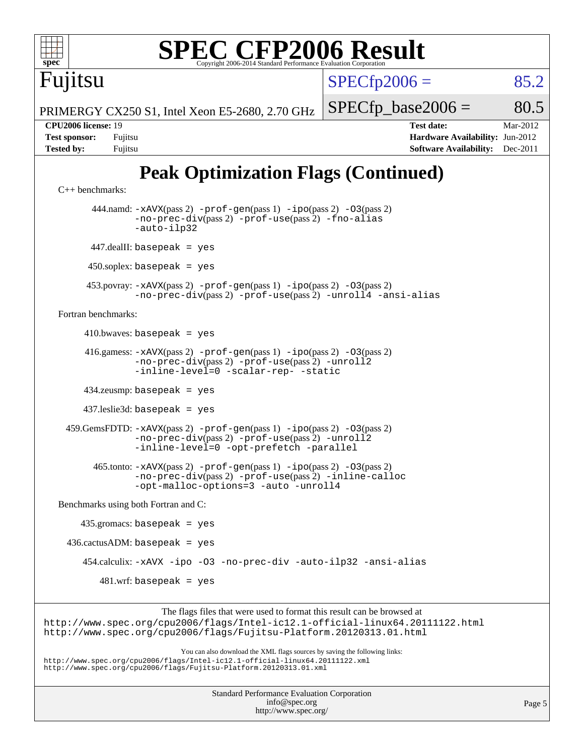# Peak Optimization Flags (Continued)

C++ benchmarks:

444.namd: -xAVX(pass 2) -prof-gen(pass 1) -ipo(pass 2) -O3(pass 2) -no-prec-div(pass 2) -prof-use(pass 2) -fno-alias -auto-ilp32

447.dealII: basepeak = yes

450.soplex: basepeak = yes

453.povray: -xAVX(pass 2) -prof-gen(pass 1) -ipo(pass 2) -O3(pass 2) -no-prec-div(pass 2) -prof-use(pass 2) -unroll4 -ansi-alias

Fortran benchmarks:

410.bwaves: basepeak = yes

416.gamess: -xAVX(pass 2) -prof-gen(pass 1) -ipo(pass 2) -O3(pass 2) -no-prec-div(pass 2) -prof-use(pass 2) -unroll2 -inline-level=0 -scalar-rep- -static

434.zeusmp: basepeak = yes

437.leslie3d: basepeak = yes

459.GemsFDTD: -xAVX(pass 2) -prof-gen(pass 1) -ipo(pass 2) -O3(pass 2) -no-prec-div(pass 2) -prof-use(pass 2) -unroll2 -inline-level=0 -opt-prefetch -parallel

465.tonto: -xAVX(pass 2) -prof-gen(pass 1) -ipo(pass 2) -O3(pass 2) -no-prec-div(pass 2) -prof-use(pass 2) -inline-calloc -opt-malloc-options=3 -auto -unroll4

Benchmarks using both Fortran and C:

435.gromacs: basepeak = yes

436.cactusADM: basepeak = yes

454.calculix: -xAVX -ipo -O3 -no-prec-div -auto-ilp32 -ansi-alias

481.wrf: basepeak = yes

The flags files that were used to format this result can be browsed at
http://www.spec.org/cpu2006/flags/Intel-ic12.1-official-linux64.20111122.html
http://www.spec.org/cpu2006/flags/Fujitsu-Platform.20120313.01.html

You can also download the XML flags sources by saving the following links:
http://www.spec.org/cpu2006/flags/Intel-ic12.1-official-linux64.20111122.xml
http://www.spec.org/cpu2006/flags/Fujitsu-Platform.20120313.01.xml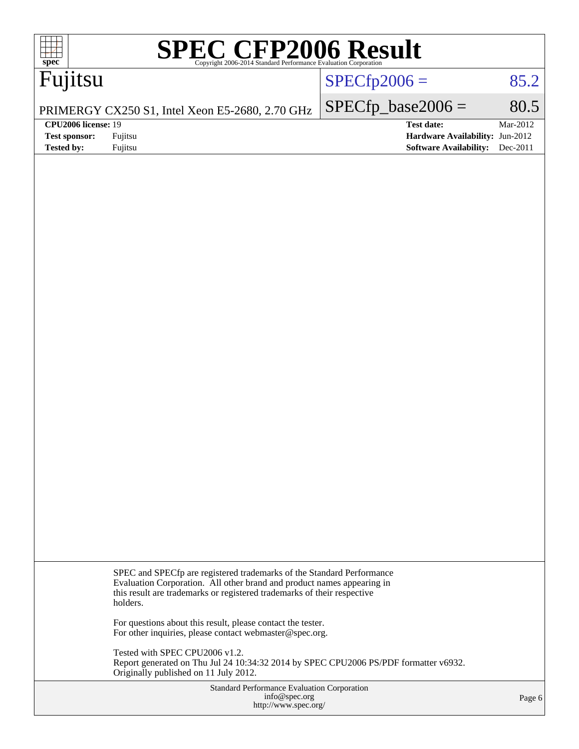SPEC and SPECfp are registered trademarks of the Standard Performance Evaluation Corporation. All other brand and product names appearing in this result are trademarks or registered trademarks of their respective holders.

For questions about this result, please contact the tester.
For other inquiries, please contact webmaster@spec.org.

Tested with SPEC CPU2006 v1.2.
Report generated on Thu Jul 24 10:34:32 2014 by SPEC CPU2006 PS/PDF formatter v6932.
Originally published on 11 July 2012.